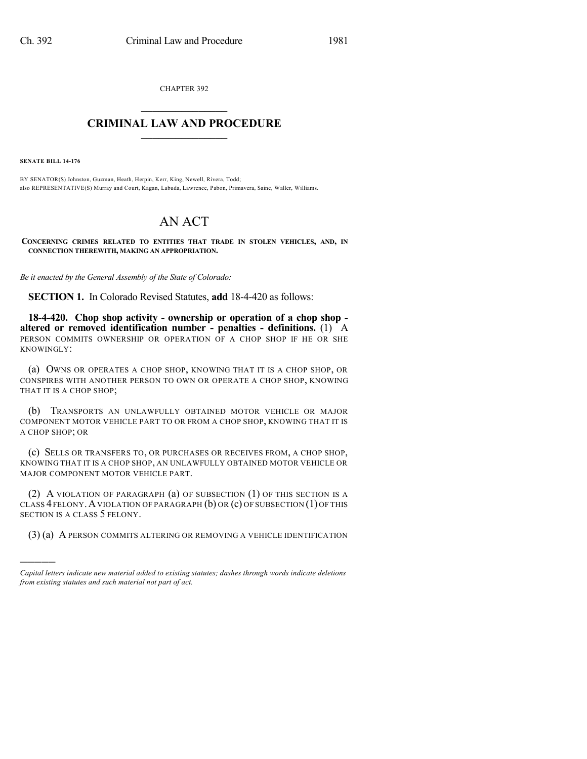CHAPTER 392

# CRIMINAL LAW AND PROCEDURE

**SENATE BILL 14-176**

BY SENATOR(S) Johnston, Guzman, Heath, Herpin, Kerr, King, Newell, Rivera, Todd;
also REPRESENTATIVE(S) Murray and Court, Kagan, Labuda, Lawrence, Pabon, Primavera, Saine, Waller, Williams.

# AN ACT

**CONCERNING CRIMES RELATED TO ENTITIES THAT TRADE IN STOLEN VEHICLES, AND, IN CONNECTION THEREWITH, MAKING AN APPROPRIATION.**

*Be it enacted by the General Assembly of the State of Colorado:*

**SECTION 1.** In Colorado Revised Statutes, **add** 18-4-420 as follows:

**18-4-420. Chop shop activity - ownership or operation of a chop shop - altered or removed identification number - penalties - definitions.** (1) A PERSON COMMITS OWNERSHIP OR OPERATION OF A CHOP SHOP IF HE OR SHE KNOWINGLY:

(a) OWNS OR OPERATES A CHOP SHOP, KNOWING THAT IT IS A CHOP SHOP, OR CONSPIRES WITH ANOTHER PERSON TO OWN OR OPERATE A CHOP SHOP, KNOWING THAT IT IS A CHOP SHOP;

(b) TRANSPORTS AN UNLAWFULLY OBTAINED MOTOR VEHICLE OR MAJOR COMPONENT MOTOR VEHICLE PART TO OR FROM A CHOP SHOP, KNOWING THAT IT IS A CHOP SHOP; OR

(c) SELLS OR TRANSFERS TO, OR PURCHASES OR RECEIVES FROM, A CHOP SHOP, KNOWING THAT IT IS A CHOP SHOP, AN UNLAWFULLY OBTAINED MOTOR VEHICLE OR MAJOR COMPONENT MOTOR VEHICLE PART.

(2) A VIOLATION OF PARAGRAPH (a) OF SUBSECTION (1) OF THIS SECTION IS A CLASS 4 FELONY. A VIOLATION OF PARAGRAPH (b) OR (c) OF SUBSECTION (1) OF THIS SECTION IS A CLASS 5 FELONY.

(3) (a) A PERSON COMMITS ALTERING OR REMOVING A VEHICLE IDENTIFICATION

*Capital letters indicate new material added to existing statutes; dashes through words indicate deletions from existing statutes and such material not part of act.*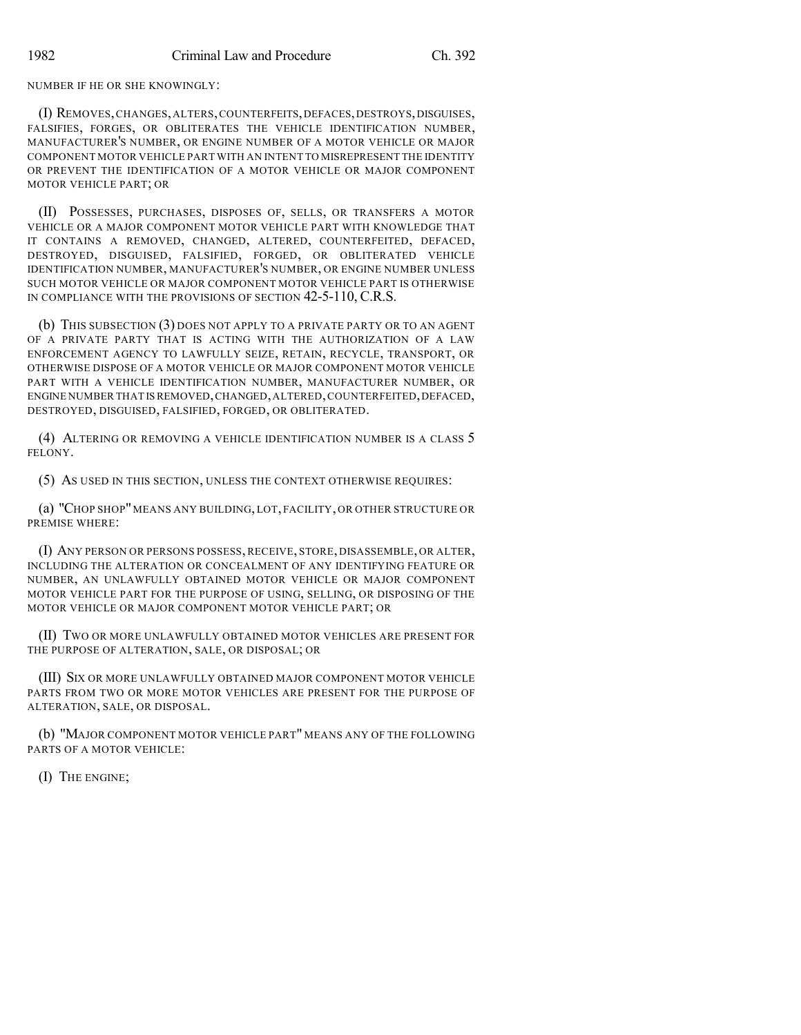NUMBER IF HE OR SHE KNOWINGLY:

(I) REMOVES, CHANGES, ALTERS, COUNTERFEITS, DEFACES, DESTROYS, DISGUISES, FALSIFIES, FORGES, OR OBLITERATES THE VEHICLE IDENTIFICATION NUMBER, MANUFACTURER'S NUMBER, OR ENGINE NUMBER OF A MOTOR VEHICLE OR MAJOR COMPONENT MOTOR VEHICLE PART WITH AN INTENT TO MISREPRESENT THE IDENTITY OR PREVENT THE IDENTIFICATION OF A MOTOR VEHICLE OR MAJOR COMPONENT MOTOR VEHICLE PART; OR

(II) POSSESSES, PURCHASES, DISPOSES OF, SELLS, OR TRANSFERS A MOTOR VEHICLE OR A MAJOR COMPONENT MOTOR VEHICLE PART WITH KNOWLEDGE THAT IT CONTAINS A REMOVED, CHANGED, ALTERED, COUNTERFEITED, DEFACED, DESTROYED, DISGUISED, FALSIFIED, FORGED, OR OBLITERATED VEHICLE IDENTIFICATION NUMBER, MANUFACTURER'S NUMBER, OR ENGINE NUMBER UNLESS SUCH MOTOR VEHICLE OR MAJOR COMPONENT MOTOR VEHICLE PART IS OTHERWISE IN COMPLIANCE WITH THE PROVISIONS OF SECTION 42-5-110, C.R.S.

(b) THIS SUBSECTION (3) DOES NOT APPLY TO A PRIVATE PARTY OR TO AN AGENT OF A PRIVATE PARTY THAT IS ACTING WITH THE AUTHORIZATION OF A LAW ENFORCEMENT AGENCY TO LAWFULLY SEIZE, RETAIN, RECYCLE, TRANSPORT, OR OTHERWISE DISPOSE OF A MOTOR VEHICLE OR MAJOR COMPONENT MOTOR VEHICLE PART WITH A VEHICLE IDENTIFICATION NUMBER, MANUFACTURER NUMBER, OR ENGINE NUMBER THAT IS REMOVED, CHANGED, ALTERED, COUNTERFEITED, DEFACED, DESTROYED, DISGUISED, FALSIFIED, FORGED, OR OBLITERATED.

(4) ALTERING OR REMOVING A VEHICLE IDENTIFICATION NUMBER IS A CLASS 5 FELONY.

(5) AS USED IN THIS SECTION, UNLESS THE CONTEXT OTHERWISE REQUIRES:

(a) "CHOP SHOP" MEANS ANY BUILDING, LOT, FACILITY, OR OTHER STRUCTURE OR PREMISE WHERE:

(I) ANY PERSON OR PERSONS POSSESS, RECEIVE, STORE, DISASSEMBLE, OR ALTER, INCLUDING THE ALTERATION OR CONCEALMENT OF ANY IDENTIFYING FEATURE OR NUMBER, AN UNLAWFULLY OBTAINED MOTOR VEHICLE OR MAJOR COMPONENT MOTOR VEHICLE PART FOR THE PURPOSE OF USING, SELLING, OR DISPOSING OF THE MOTOR VEHICLE OR MAJOR COMPONENT MOTOR VEHICLE PART; OR

(II) TWO OR MORE UNLAWFULLY OBTAINED MOTOR VEHICLES ARE PRESENT FOR THE PURPOSE OF ALTERATION, SALE, OR DISPOSAL; OR

(III) SIX OR MORE UNLAWFULLY OBTAINED MAJOR COMPONENT MOTOR VEHICLE PARTS FROM TWO OR MORE MOTOR VEHICLES ARE PRESENT FOR THE PURPOSE OF ALTERATION, SALE, OR DISPOSAL.

(b) "MAJOR COMPONENT MOTOR VEHICLE PART" MEANS ANY OF THE FOLLOWING PARTS OF A MOTOR VEHICLE:

(I) THE ENGINE;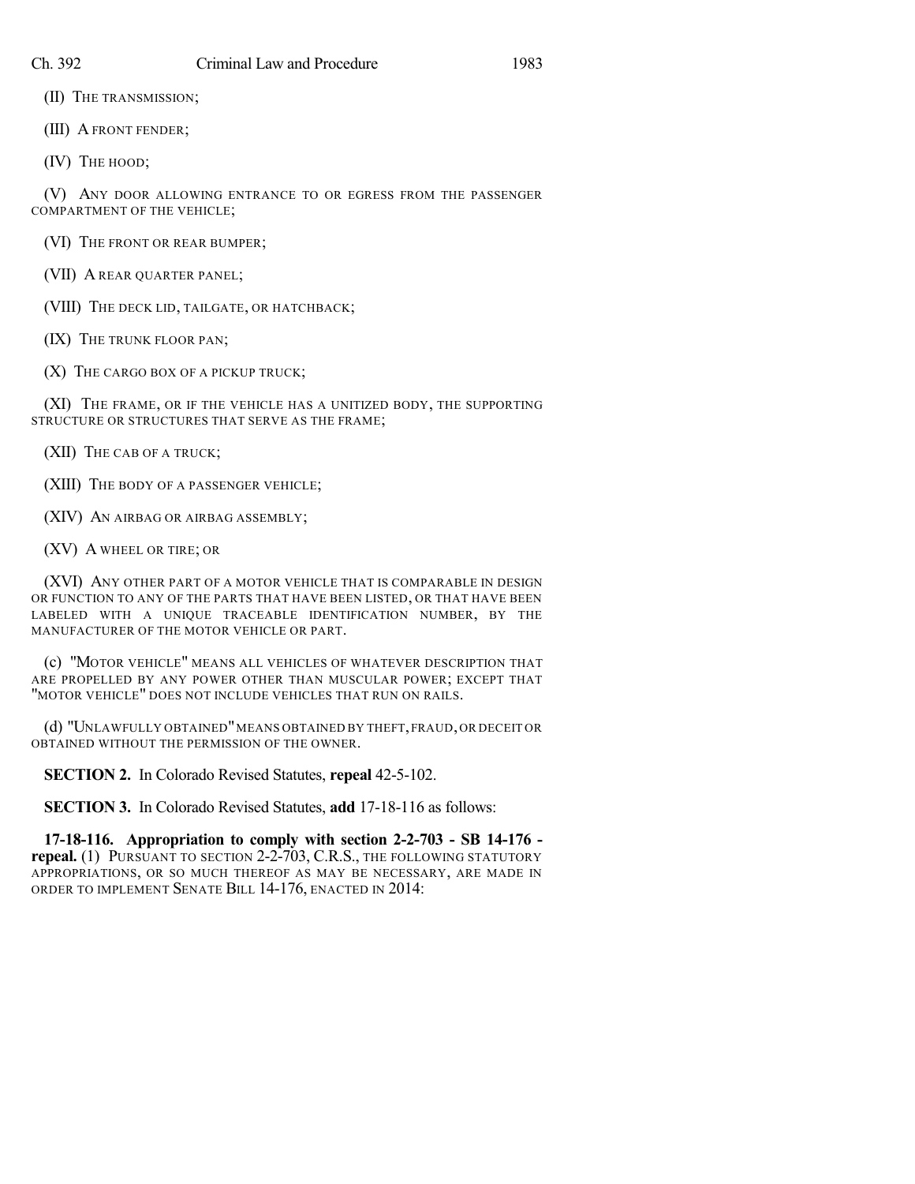(II) THE TRANSMISSION;

(III) A FRONT FENDER;

(IV) THE HOOD;

(V) ANY DOOR ALLOWING ENTRANCE TO OR EGRESS FROM THE PASSENGER COMPARTMENT OF THE VEHICLE;

(VI) THE FRONT OR REAR BUMPER;

(VII) A REAR QUARTER PANEL;

(VIII) THE DECK LID, TAILGATE, OR HATCHBACK;

(IX) THE TRUNK FLOOR PAN;

(X) THE CARGO BOX OF A PICKUP TRUCK;

(XI) THE FRAME, OR IF THE VEHICLE HAS A UNITIZED BODY, THE SUPPORTING STRUCTURE OR STRUCTURES THAT SERVE AS THE FRAME;

(XII) THE CAB OF A TRUCK;

(XIII) THE BODY OF A PASSENGER VEHICLE;

(XIV) AN AIRBAG OR AIRBAG ASSEMBLY;

(XV) A WHEEL OR TIRE; OR

(XVI) ANY OTHER PART OF A MOTOR VEHICLE THAT IS COMPARABLE IN DESIGN OR FUNCTION TO ANY OF THE PARTS THAT HAVE BEEN LISTED, OR THAT HAVE BEEN LABELED WITH A UNIQUE TRACEABLE IDENTIFICATION NUMBER, BY THE MANUFACTURER OF THE MOTOR VEHICLE OR PART.

(c) "MOTOR VEHICLE" MEANS ALL VEHICLES OF WHATEVER DESCRIPTION THAT ARE PROPELLED BY ANY POWER OTHER THAN MUSCULAR POWER; EXCEPT THAT "MOTOR VEHICLE" DOES NOT INCLUDE VEHICLES THAT RUN ON RAILS.

(d) "UNLAWFULLY OBTAINED" MEANS OBTAINED BY THEFT, FRAUD, OR DECEIT OR OBTAINED WITHOUT THE PERMISSION OF THE OWNER.

**SECTION 2.** In Colorado Revised Statutes, **repeal** 42-5-102.

**SECTION 3.** In Colorado Revised Statutes, **add** 17-18-116 as follows:

**17-18-116. Appropriation to comply with section 2-2-703 - SB 14-176 - repeal.** (1) PURSUANT TO SECTION 2-2-703, C.R.S., THE FOLLOWING STATUTORY APPROPRIATIONS, OR SO MUCH THEREOF AS MAY BE NECESSARY, ARE MADE IN ORDER TO IMPLEMENT SENATE BILL 14-176, ENACTED IN 2014: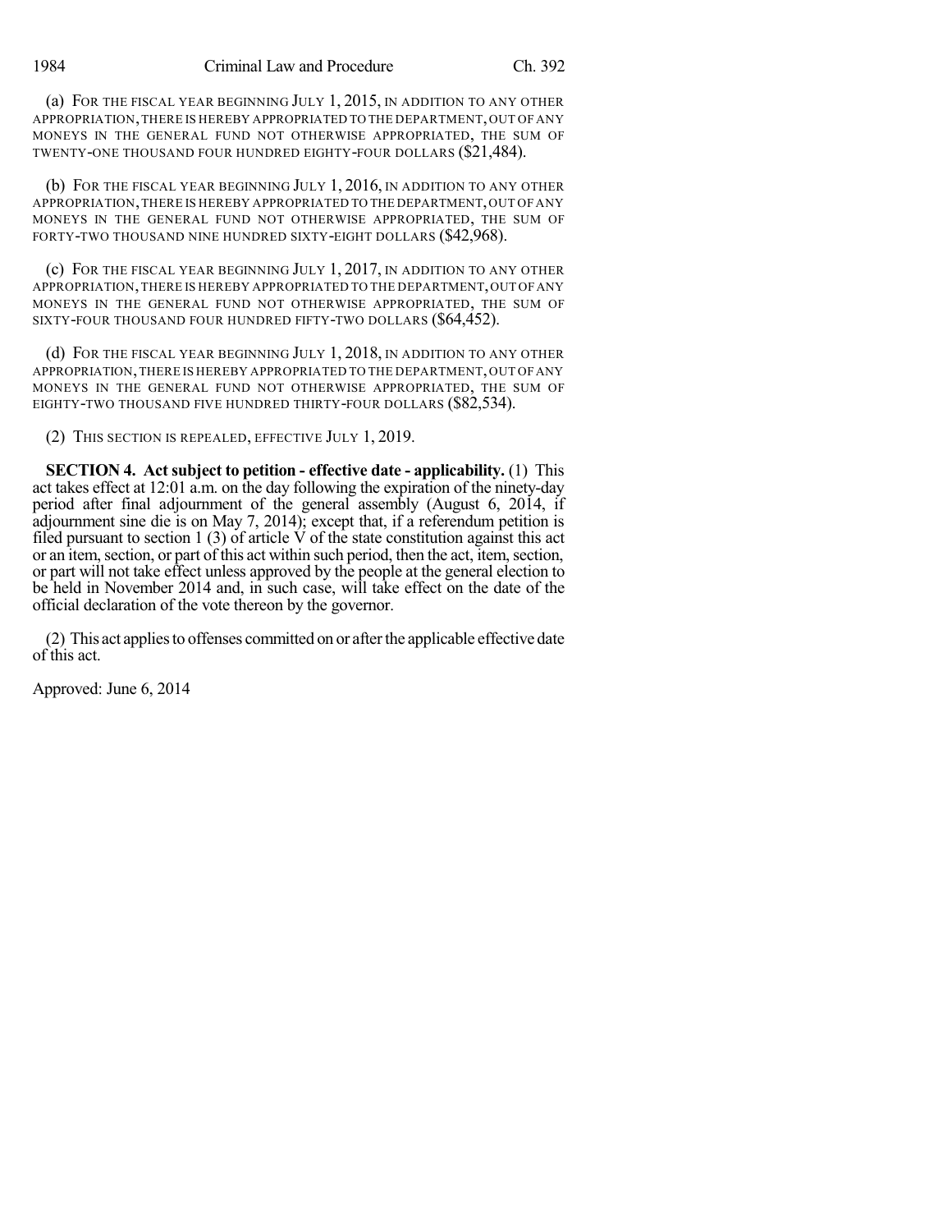(a) FOR THE FISCAL YEAR BEGINNING JULY 1, 2015, IN ADDITION TO ANY OTHER APPROPRIATION, THERE IS HEREBY APPROPRIATED TO THE DEPARTMENT, OUT OF ANY MONEYS IN THE GENERAL FUND NOT OTHERWISE APPROPRIATED, THE SUM OF TWENTY-ONE THOUSAND FOUR HUNDRED EIGHTY-FOUR DOLLARS ($21,484).

(b) FOR THE FISCAL YEAR BEGINNING JULY 1, 2016, IN ADDITION TO ANY OTHER APPROPRIATION, THERE IS HEREBY APPROPRIATED TO THE DEPARTMENT, OUT OF ANY MONEYS IN THE GENERAL FUND NOT OTHERWISE APPROPRIATED, THE SUM OF FORTY-TWO THOUSAND NINE HUNDRED SIXTY-EIGHT DOLLARS ($42,968).

(c) FOR THE FISCAL YEAR BEGINNING JULY 1, 2017, IN ADDITION TO ANY OTHER APPROPRIATION, THERE IS HEREBY APPROPRIATED TO THE DEPARTMENT, OUT OF ANY MONEYS IN THE GENERAL FUND NOT OTHERWISE APPROPRIATED, THE SUM OF SIXTY-FOUR THOUSAND FOUR HUNDRED FIFTY-TWO DOLLARS ($64,452).

(d) FOR THE FISCAL YEAR BEGINNING JULY 1, 2018, IN ADDITION TO ANY OTHER APPROPRIATION, THERE IS HEREBY APPROPRIATED TO THE DEPARTMENT, OUT OF ANY MONEYS IN THE GENERAL FUND NOT OTHERWISE APPROPRIATED, THE SUM OF EIGHTY-TWO THOUSAND FIVE HUNDRED THIRTY-FOUR DOLLARS ($82,534).

(2) THIS SECTION IS REPEALED, EFFECTIVE JULY 1, 2019.

**SECTION 4. Act subject to petition - effective date - applicability.** (1) This act takes effect at 12:01 a.m. on the day following the expiration of the ninety-day period after final adjournment of the general assembly (August 6, 2014, if adjournment sine die is on May 7, 2014); except that, if a referendum petition is filed pursuant to section 1 (3) of article V of the state constitution against this act or an item, section, or part of this act within such period, then the act, item, section, or part will not take effect unless approved by the people at the general election to be held in November 2014 and, in such case, will take effect on the date of the official declaration of the vote thereon by the governor.

(2) This act applies to offenses committed on or after the applicable effective date of this act.

Approved: June 6, 2014